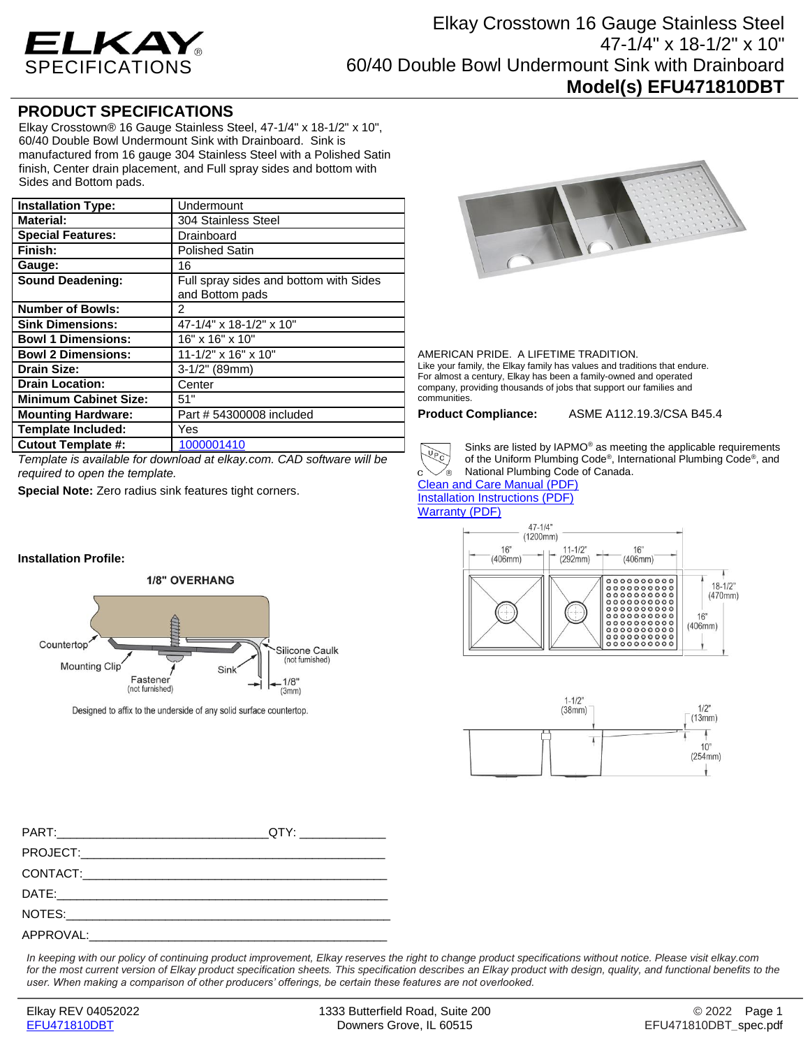# Elkay Crosstown 16 Gauge Stainless Steel 47-1/4" x 18-1/2" x 10" 60/40 Double Bowl Undermount Sink with Drainboard

## Model(s) EFU471810DBT

## PRODUCT SPECIFICATIONS

Elkay Crosstown® 16 Gauge Stainless Steel, 47-1/4" x 18-1/2" x 10", 60/40 Double Bowl Undermount Sink with Drainboard. Sink is manufactured from 16 gauge 304 Stainless Steel with a Polished Satin finish, Center drain placement, and Full spray sides and bottom with Sides and Bottom pads.

| Installation Type: | Undermount |
|---|---|
| Material: | 304 Stainless Steel |
| Special Features: | Drainboard |
| Finish: | Polished Satin |
| Gauge: | 16 |
| Sound Deadening: | Full spray sides and bottom with Sides and Bottom pads |
| Number of Bowls: | 2 |
| Sink Dimensions: | 47-1/4" x 18-1/2" x 10" |
| Bowl 1 Dimensions: | 16" x 16" x 10" |
| Bowl 2 Dimensions: | 11-1/2" x 16" x 10" |
| Drain Size: | 3-1/2" (89mm) |
| Drain Location: | Center |
| Minimum Cabinet Size: | 51" |
| Mounting Hardware: | Part # 54300008 included |
| Template Included: | Yes |
| Cutout Template #: | 1000001410 |

*Template is available for download at elkay.com. CAD software will be required to open the template.*

**Special Note:** Zero radius sink features tight corners.

**Installation Profile:**

1/8" OVERHANG

Countertop, Mounting Clip, Fastener (not furnished), Sink, Silicone Caulk (not furnished), 1/8" (3mm)

Designed to affix to the underside of any solid surface countertop.

AMERICAN PRIDE. A LIFETIME TRADITION.
Like your family, the Elkay family has values and traditions that endure. For almost a century, Elkay has been a family-owned and operated company, providing thousands of jobs that support our families and communities.

**Product Compliance:** ASME A112.19.3/CSA B45.4

Sinks are listed by IAPMO® as meeting the applicable requirements of the Uniform Plumbing Code®, International Plumbing Code®, and National Plumbing Code of Canada.

Clean and Care Manual (PDF)
Installation Instructions (PDF)
Warranty (PDF)

47-1/4" (1200mm); 16" (406mm); 11-1/2" (292mm); 16" (406mm); 18-1/2" (470mm); 16" (406mm)

1-1/2" (38mm); 1/2" (13mm); 10" (254mm)

PART:______________________________QTY: ____________
PROJECT:______________________________________________
CONTACT:______________________________________________
DATE:_________________________________________________
NOTES:________________________________________________
APPROVAL:_____________________________________________

*In keeping with our policy of continuing product improvement, Elkay reserves the right to change product specifications without notice. Please visit elkay.com for the most current version of Elkay product specification sheets. This specification describes an Elkay product with design, quality, and functional benefits to the user. When making a comparison of other producers' offerings, be certain these features are not overlooked.*

Elkay REV 04052022 | 1333 Butterfield Road, Suite 200, Downers Grove, IL 60515 | © 2022
EFU471810DBT | EFU471810DBT_spec.pdf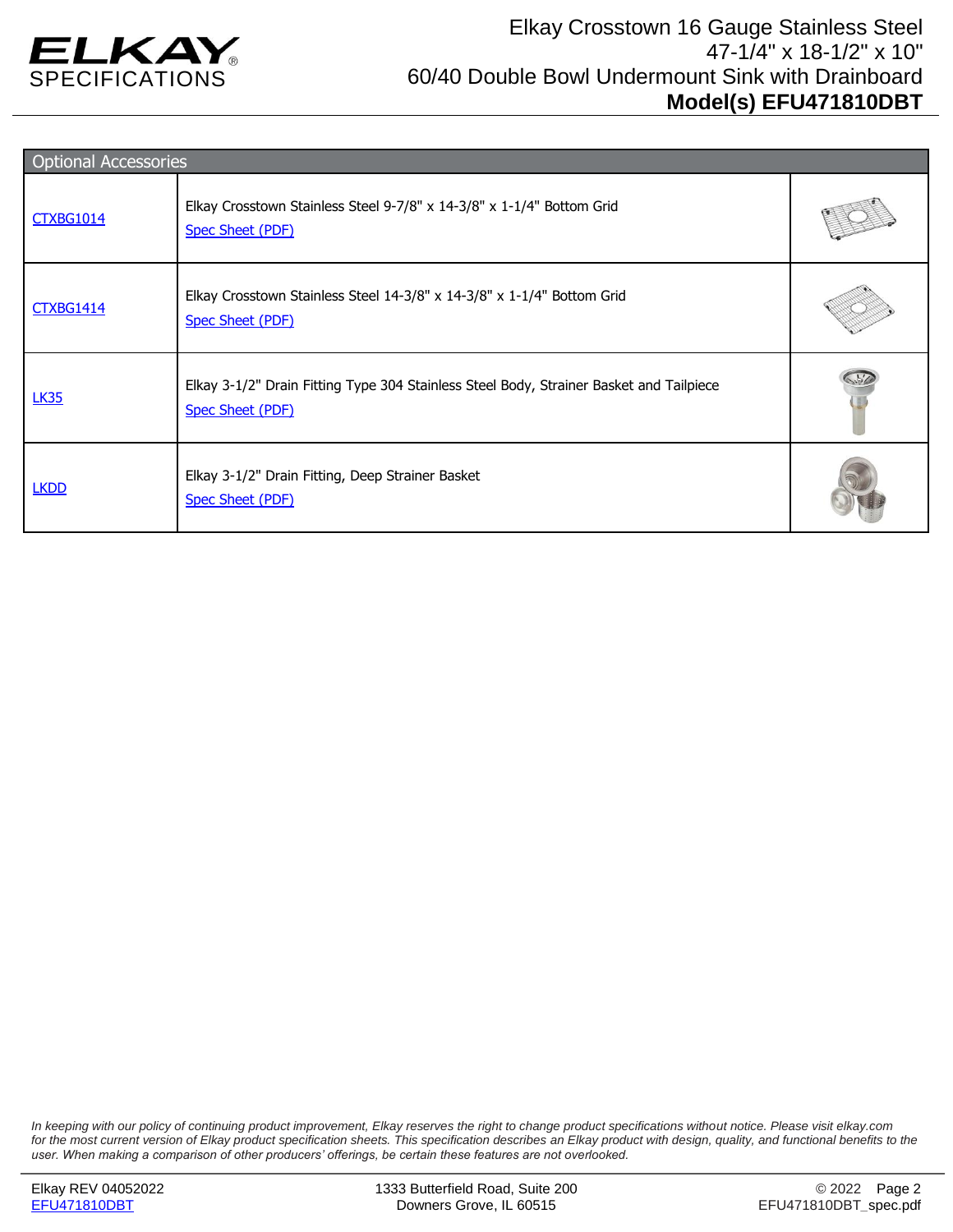## Optional Accessories

| | | |
|---|---|---|
| CTXBG1014 | Elkay Crosstown Stainless Steel 9-7/8" x 14-3/8" x 1-1/4" Bottom Grid<br>Spec Sheet (PDF) | |
| CTXBG1414 | Elkay Crosstown Stainless Steel 14-3/8" x 14-3/8" x 1-1/4" Bottom Grid<br>Spec Sheet (PDF) | |
| LK35 | Elkay 3-1/2" Drain Fitting Type 304 Stainless Steel Body, Strainer Basket and Tailpiece<br>Spec Sheet (PDF) | |
| LKDD | Elkay 3-1/2" Drain Fitting, Deep Strainer Basket<br>Spec Sheet (PDF) | |

*In keeping with our policy of continuing product improvement, Elkay reserves the right to change product specifications without notice. Please visit elkay.com for the most current version of Elkay product specification sheets. This specification describes an Elkay product with design, quality, and functional benefits to the user. When making a comparison of other producers' offerings, be certain these features are not overlooked.*